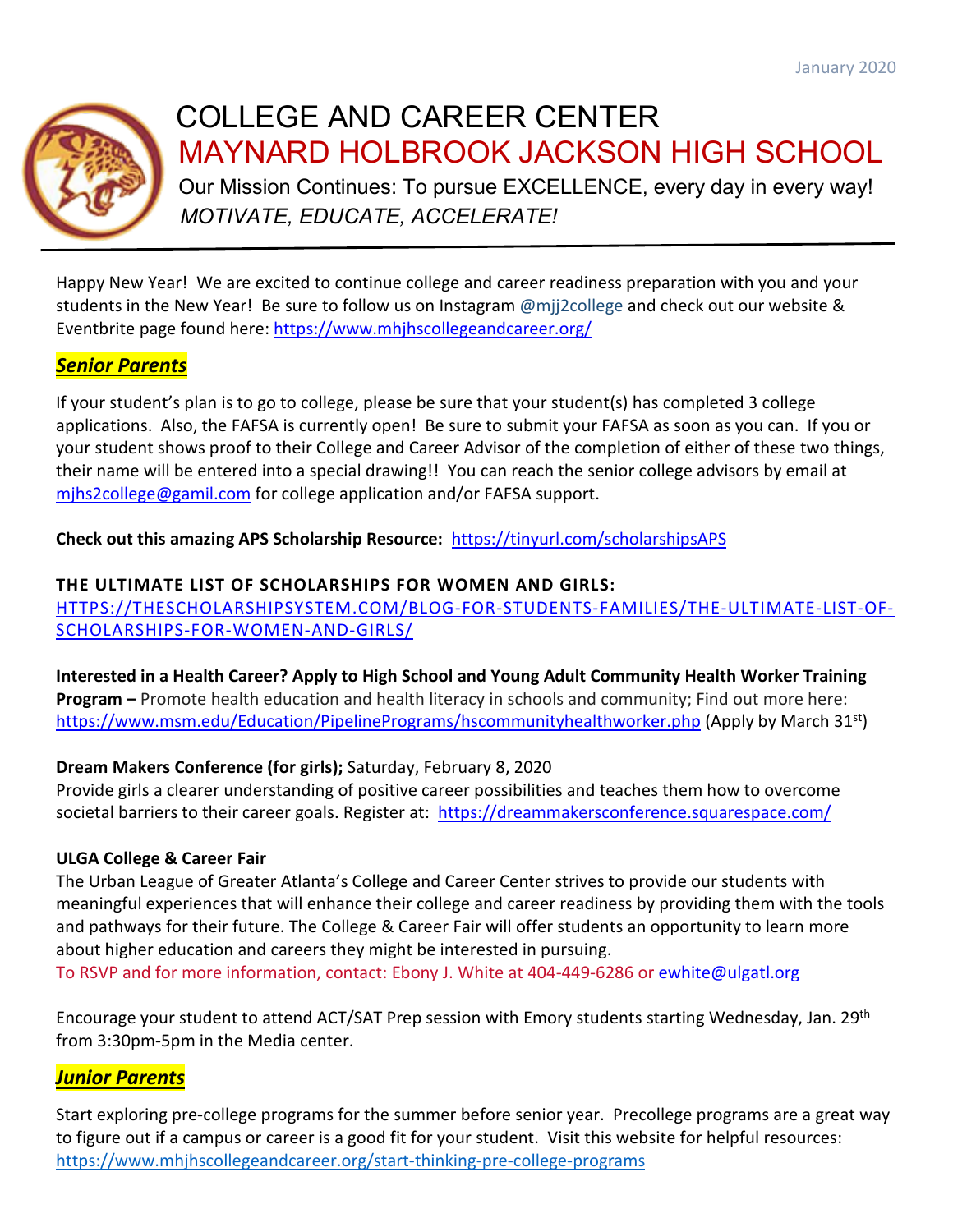January 2020

# COLLEGE AND CAREER CENTER

# MAYNARD HOLBROOK JACKSON HIGH SCHOOL

Our Mission Continues: To pursue EXCELLENCE, every day in every way!

*MOTIVATE, EDUCATE, ACCELERATE!*

---

Happy New Year! We are excited to continue college and career readiness preparation with you and your students in the New Year! Be sure to follow us on Instagram @mjj2college and check out our website & Eventbrite page found here: https://www.mhjhscollegeandcareer.org/

## ***Senior Parents***

If your student's plan is to go to college, please be sure that your student(s) has completed 3 college applications. Also, the FAFSA is currently open! Be sure to submit your FAFSA as soon as you can. If you or your student shows proof to their College and Career Advisor of the completion of either of these two things, their name will be entered into a special drawing!! You can reach the senior college advisors by email at mjhs2college@gamil.com for college application and/or FAFSA support.

**Check out this amazing APS Scholarship Resource:** https://tinyurl.com/scholarshipsAPS

**THE ULTIMATE LIST OF SCHOLARSHIPS FOR WOMEN AND GIRLS:**
HTTPS://THESCHOLARSHIPSYSTEM.COM/BLOG-FOR-STUDENTS-FAMILIES/THE-ULTIMATE-LIST-OF-SCHOLARSHIPS-FOR-WOMEN-AND-GIRLS/

**Interested in a Health Career? Apply to High School and Young Adult Community Health Worker Training Program –** Promote health education and health literacy in schools and community; Find out more here: https://www.msm.edu/Education/PipelinePrograms/hscommunityhealthworker.php (Apply by March 31st)

**Dream Makers Conference (for girls);** Saturday, February 8, 2020
Provide girls a clearer understanding of positive career possibilities and teaches them how to overcome societal barriers to their career goals. Register at: https://dreammakersconference.squarespace.com/

**ULGA College & Career Fair**
The Urban League of Greater Atlanta's College and Career Center strives to provide our students with meaningful experiences that will enhance their college and career readiness by providing them with the tools and pathways for their future. The College & Career Fair will offer students an opportunity to learn more about higher education and careers they might be interested in pursuing.
To RSVP and for more information, contact: Ebony J. White at 404-449-6286 or ewhite@ulgatl.org

Encourage your student to attend ACT/SAT Prep session with Emory students starting Wednesday, Jan. 29th from 3:30pm-5pm in the Media center.

## ***Junior Parents***

Start exploring pre-college programs for the summer before senior year. Precollege programs are a great way to figure out if a campus or career is a good fit for your student. Visit this website for helpful resources: https://www.mhjhscollegeandcareer.org/start-thinking-pre-college-programs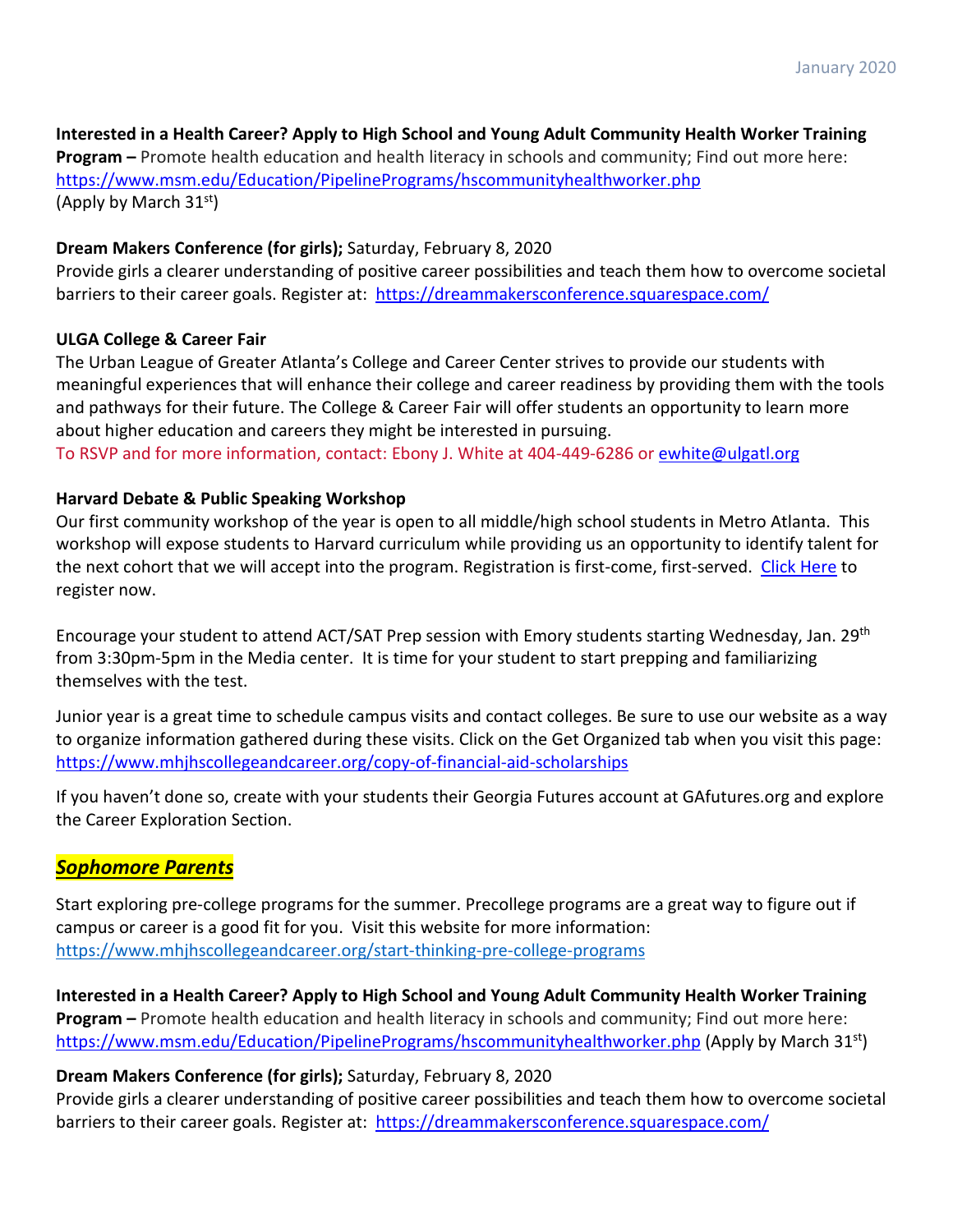**Interested in a Health Career? Apply to High School and Young Adult Community Health Worker Training Program –** Promote health education and health literacy in schools and community; Find out more here: https://www.msm.edu/Education/PipelinePrograms/hscommunityhealthworker.php (Apply by March 31st)

**Dream Makers Conference (for girls);** Saturday, February 8, 2020
Provide girls a clearer understanding of positive career possibilities and teach them how to overcome societal barriers to their career goals. Register at: https://dreammakersconference.squarespace.com/

**ULGA College & Career Fair**
The Urban League of Greater Atlanta's College and Career Center strives to provide our students with meaningful experiences that will enhance their college and career readiness by providing them with the tools and pathways for their future. The College & Career Fair will offer students an opportunity to learn more about higher education and careers they might be interested in pursuing.
To RSVP and for more information, contact: Ebony J. White at 404-449-6286 or ewhite@ulgatl.org

**Harvard Debate & Public Speaking Workshop**
Our first community workshop of the year is open to all middle/high school students in Metro Atlanta. This workshop will expose students to Harvard curriculum while providing us an opportunity to identify talent for the next cohort that we will accept into the program. Registration is first-come, first-served. Click Here to register now.

Encourage your student to attend ACT/SAT Prep session with Emory students starting Wednesday, Jan. 29th from 3:30pm-5pm in the Media center. It is time for your student to start prepping and familiarizing themselves with the test.

Junior year is a great time to schedule campus visits and contact colleges. Be sure to use our website as a way to organize information gathered during these visits. Click on the Get Organized tab when you visit this page: https://www.mhjhscollegeandcareer.org/copy-of-financial-aid-scholarships

If you haven't done so, create with your students their Georgia Futures account at GAfutures.org and explore the Career Exploration Section.

## ***Sophomore Parents***

Start exploring pre-college programs for the summer. Precollege programs are a great way to figure out if campus or career is a good fit for you. Visit this website for more information: https://www.mhjhscollegeandcareer.org/start-thinking-pre-college-programs

**Interested in a Health Career? Apply to High School and Young Adult Community Health Worker Training Program –** Promote health education and health literacy in schools and community; Find out more here: https://www.msm.edu/Education/PipelinePrograms/hscommunityhealthworker.php (Apply by March 31st)

**Dream Makers Conference (for girls);** Saturday, February 8, 2020
Provide girls a clearer understanding of positive career possibilities and teach them how to overcome societal barriers to their career goals. Register at: https://dreammakersconference.squarespace.com/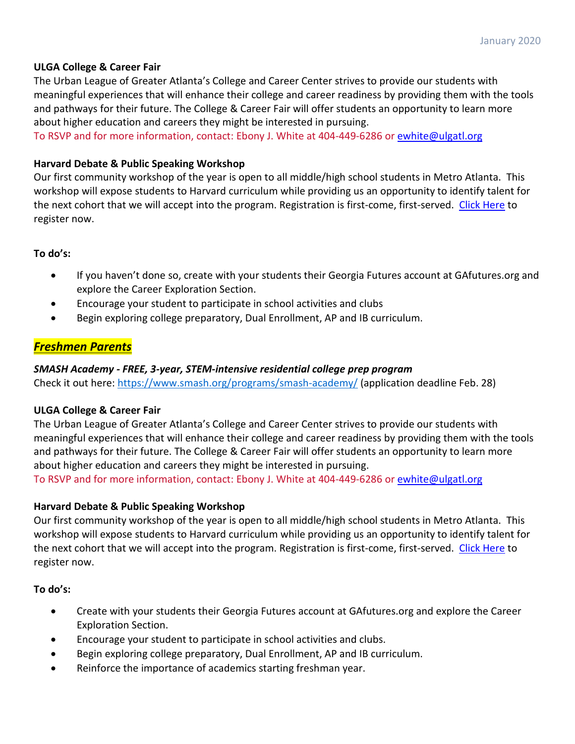**ULGA College & Career Fair**

The Urban League of Greater Atlanta's College and Career Center strives to provide our students with meaningful experiences that will enhance their college and career readiness by providing them with the tools and pathways for their future. The College & Career Fair will offer students an opportunity to learn more about higher education and careers they might be interested in pursuing.

To RSVP and for more information, contact: Ebony J. White at 404-449-6286 or ewhite@ulgatl.org

**Harvard Debate & Public Speaking Workshop**

Our first community workshop of the year is open to all middle/high school students in Metro Atlanta. This workshop will expose students to Harvard curriculum while providing us an opportunity to identify talent for the next cohort that we will accept into the program. Registration is first-come, first-served. Click Here to register now.

**To do's:**

- If you haven't done so, create with your students their Georgia Futures account at GAfutures.org and explore the Career Exploration Section.
- Encourage your student to participate in school activities and clubs
- Begin exploring college preparatory, Dual Enrollment, AP and IB curriculum.

## ***Freshmen Parents***

***SMASH Academy - FREE, 3-year, STEM-intensive residential college prep program***

Check it out here: https://www.smash.org/programs/smash-academy/ (application deadline Feb. 28)

**ULGA College & Career Fair**

The Urban League of Greater Atlanta's College and Career Center strives to provide our students with meaningful experiences that will enhance their college and career readiness by providing them with the tools and pathways for their future. The College & Career Fair will offer students an opportunity to learn more about higher education and careers they might be interested in pursuing.

To RSVP and for more information, contact: Ebony J. White at 404-449-6286 or ewhite@ulgatl.org

**Harvard Debate & Public Speaking Workshop**

Our first community workshop of the year is open to all middle/high school students in Metro Atlanta. This workshop will expose students to Harvard curriculum while providing us an opportunity to identify talent for the next cohort that we will accept into the program. Registration is first-come, first-served. Click Here to register now.

**To do's:**

- Create with your students their Georgia Futures account at GAfutures.org and explore the Career Exploration Section.
- Encourage your student to participate in school activities and clubs.
- Begin exploring college preparatory, Dual Enrollment, AP and IB curriculum.
- Reinforce the importance of academics starting freshman year.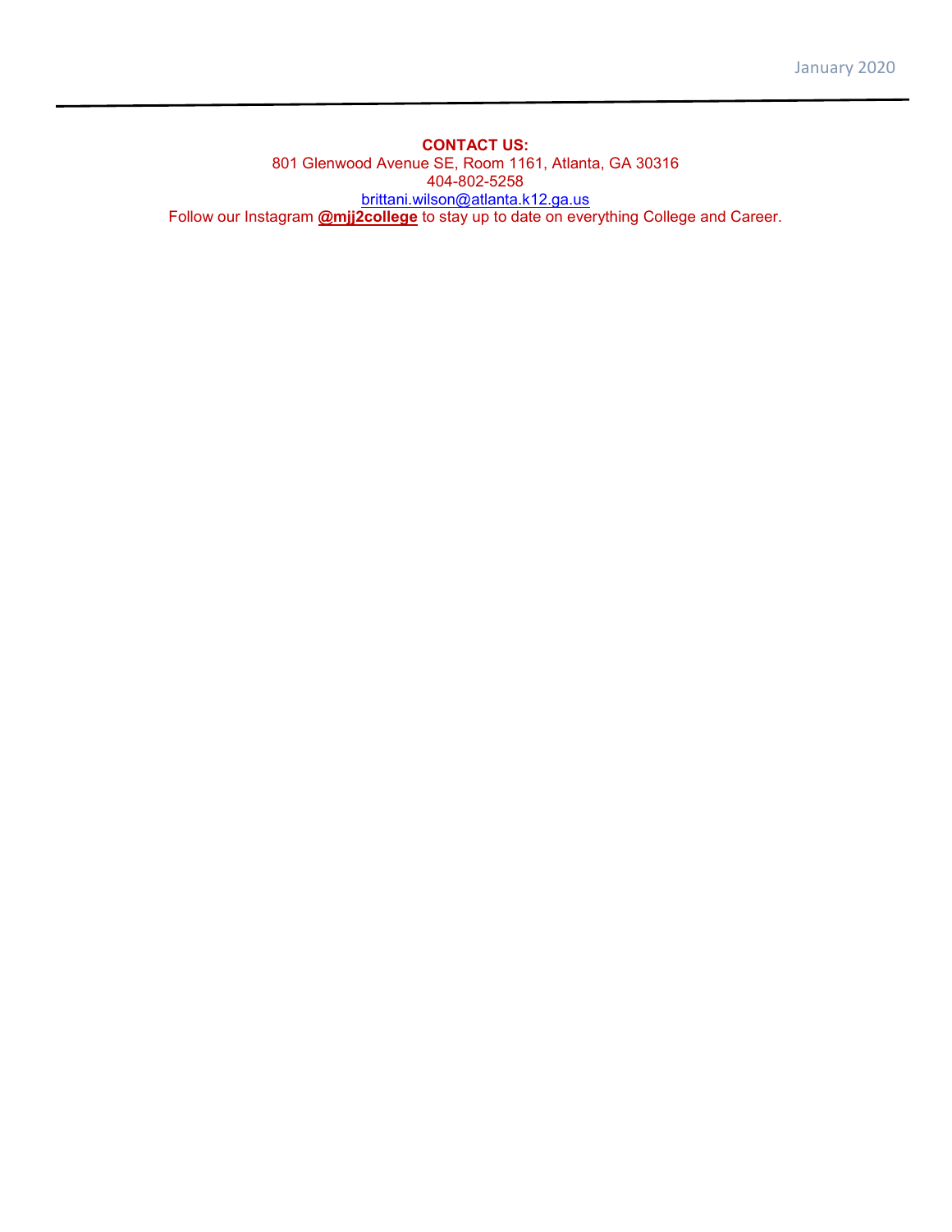**CONTACT US:**

801 Glenwood Avenue SE, Room 1161, Atlanta, GA 30316

404-802-5258

brittani.wilson@atlanta.k12.ga.us

Follow our Instagram **@mjj2college** to stay up to date on everything College and Career.